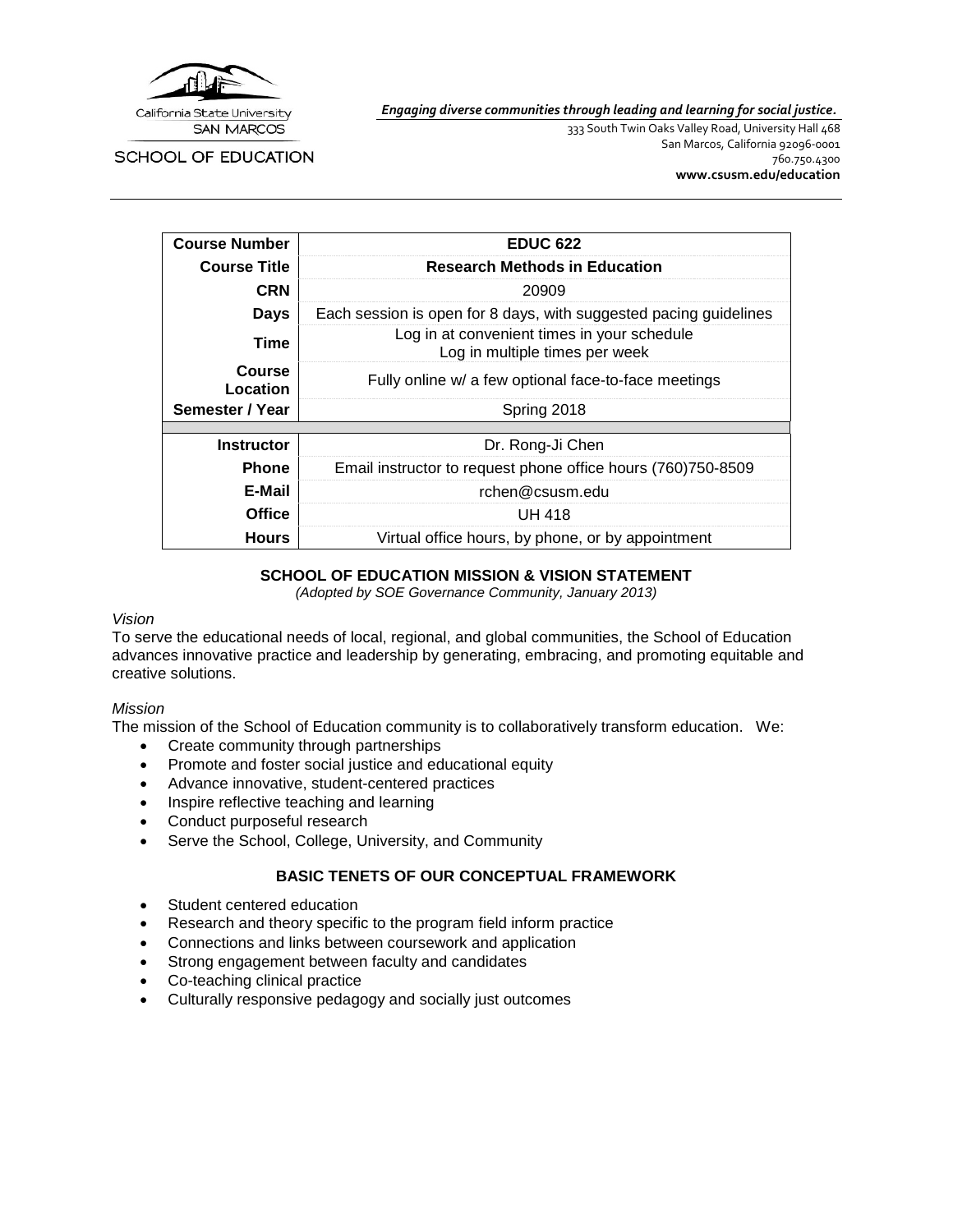California State University SAN MARCOS

SCHOOL OF EDUCATION

*Engaging diverse communities through leading and learning for social justice.*

333 South Twin Oaks Valley Road, University Hall 468
San Marcos, California 92096-0001
760.750.4300
**www.csusm.edu/education**

| | |
|---|---|
| **Course Number** | **EDUC 622** |
| **Course Title** | **Research Methods in Education** |
| **CRN** | 20909 |
| **Days** | Each session is open for 8 days, with suggested pacing guidelines |
| **Time** | Log in at convenient times in your schedule<br>Log in multiple times per week |
| **Course Location** | Fully online w/ a few optional face-to-face meetings |
| **Semester / Year** | Spring 2018 |
| | |
| **Instructor** | Dr. Rong-Ji Chen |
| **Phone** | Email instructor to request phone office hours (760)750-8509 |
| **E-Mail** | rchen@csusm.edu |
| **Office** | UH 418 |
| **Hours** | Virtual office hours, by phone, or by appointment |

## SCHOOL OF EDUCATION MISSION & VISION STATEMENT

*(Adopted by SOE Governance Community, January 2013)*

*Vision*

To serve the educational needs of local, regional, and global communities, the School of Education advances innovative practice and leadership by generating, embracing, and promoting equitable and creative solutions.

*Mission*

The mission of the School of Education community is to collaboratively transform education. We:

- Create community through partnerships
- Promote and foster social justice and educational equity
- Advance innovative, student-centered practices
- Inspire reflective teaching and learning
- Conduct purposeful research
- Serve the School, College, University, and Community

## BASIC TENETS OF OUR CONCEPTUAL FRAMEWORK

- Student centered education
- Research and theory specific to the program field inform practice
- Connections and links between coursework and application
- Strong engagement between faculty and candidates
- Co-teaching clinical practice
- Culturally responsive pedagogy and socially just outcomes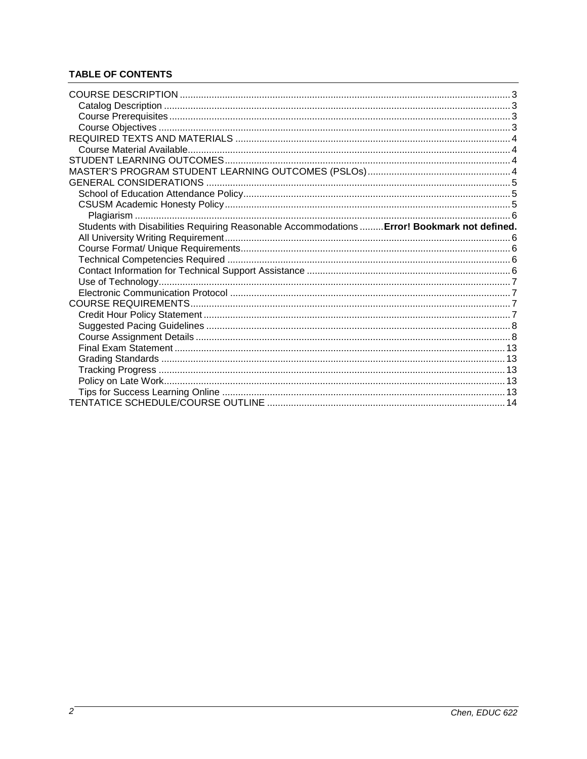**TABLE OF CONTENTS**

COURSE DESCRIPTION ..... 3
- Catalog Description ..... 3
- Course Prerequisites ..... 3
- Course Objectives ..... 3

REQUIRED TEXTS AND MATERIALS ..... 4
- Course Material Available ..... 4

STUDENT LEARNING OUTCOMES ..... 4

MASTER'S PROGRAM STUDENT LEARNING OUTCOMES (PSLOs) ..... 4

GENERAL CONSIDERATIONS ..... 5
- School of Education Attendance Policy ..... 5
- CSUSM Academic Honesty Policy ..... 5
  - Plagiarism ..... 6
- Students with Disabilities Requiring Reasonable Accommodations ..... **Error! Bookmark not defined.**
- All University Writing Requirement ..... 6
- Course Format/ Unique Requirements ..... 6
- Technical Competencies Required ..... 6
- Contact Information for Technical Support Assistance ..... 6
- Use of Technology ..... 7
- Electronic Communication Protocol ..... 7

COURSE REQUIREMENTS ..... 7
- Credit Hour Policy Statement ..... 7
- Suggested Pacing Guidelines ..... 8
- Course Assignment Details ..... 8
- Final Exam Statement ..... 13
- Grading Standards ..... 13
- Tracking Progress ..... 13
- Policy on Late Work ..... 13
- Tips for Success Learning Online ..... 13

TENTATICE SCHEDULE/COURSE OUTLINE ..... 14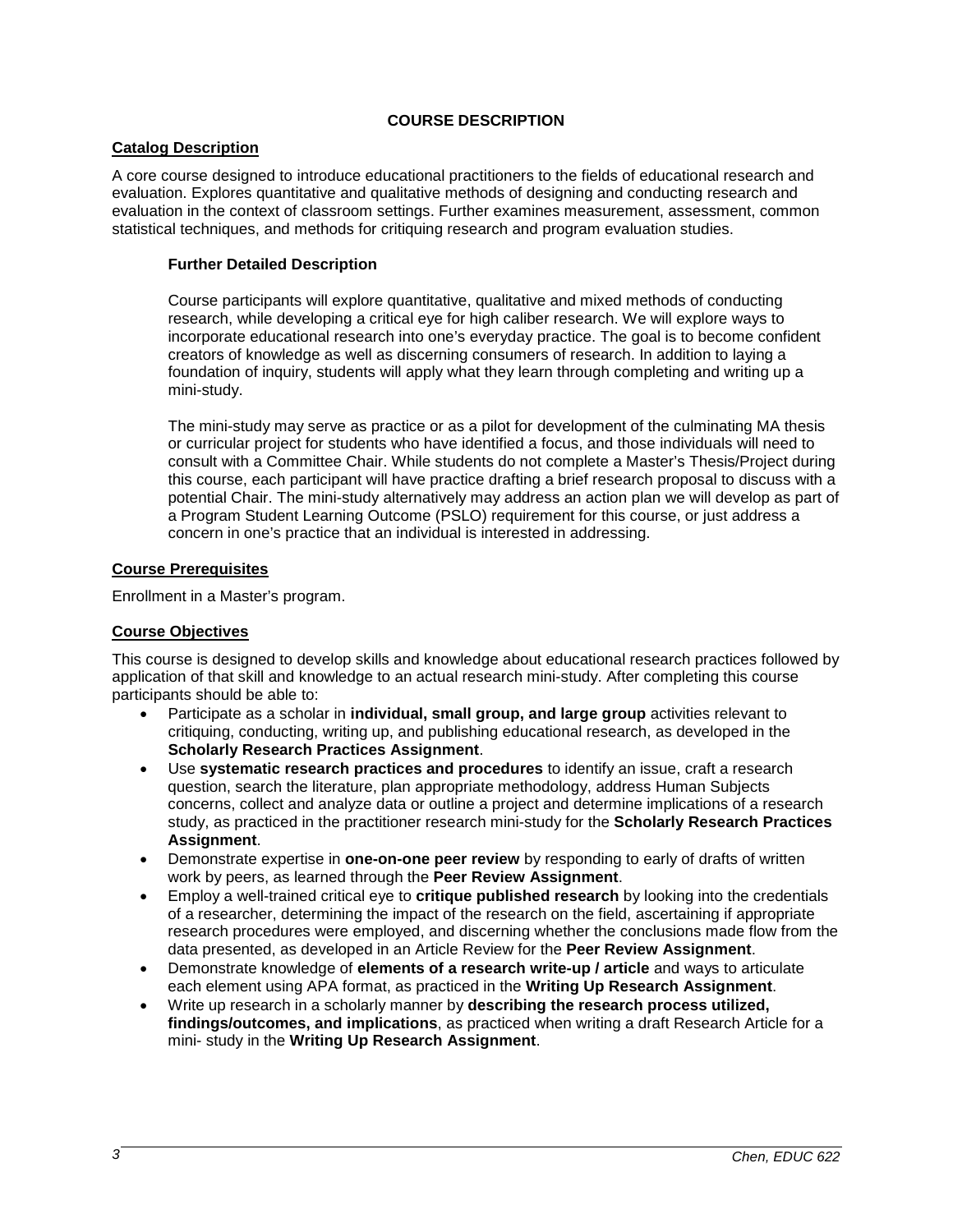## COURSE DESCRIPTION

### Catalog Description

A core course designed to introduce educational practitioners to the fields of educational research and evaluation. Explores quantitative and qualitative methods of designing and conducting research and evaluation in the context of classroom settings. Further examines measurement, assessment, common statistical techniques, and methods for critiquing research and program evaluation studies.

#### Further Detailed Description

Course participants will explore quantitative, qualitative and mixed methods of conducting research, while developing a critical eye for high caliber research. We will explore ways to incorporate educational research into one's everyday practice. The goal is to become confident creators of knowledge as well as discerning consumers of research. In addition to laying a foundation of inquiry, students will apply what they learn through completing and writing up a mini-study.

The mini-study may serve as practice or as a pilot for development of the culminating MA thesis or curricular project for students who have identified a focus, and those individuals will need to consult with a Committee Chair. While students do not complete a Master's Thesis/Project during this course, each participant will have practice drafting a brief research proposal to discuss with a potential Chair. The mini-study alternatively may address an action plan we will develop as part of a Program Student Learning Outcome (PSLO) requirement for this course, or just address a concern in one's practice that an individual is interested in addressing.

### Course Prerequisites

Enrollment in a Master's program.

### Course Objectives

This course is designed to develop skills and knowledge about educational research practices followed by application of that skill and knowledge to an actual research mini-study. After completing this course participants should be able to:

- Participate as a scholar in **individual, small group, and large group** activities relevant to critiquing, conducting, writing up, and publishing educational research, as developed in the **Scholarly Research Practices Assignment**.
- Use **systematic research practices and procedures** to identify an issue, craft a research question, search the literature, plan appropriate methodology, address Human Subjects concerns, collect and analyze data or outline a project and determine implications of a research study, as practiced in the practitioner research mini-study for the **Scholarly Research Practices Assignment**.
- Demonstrate expertise in **one-on-one peer review** by responding to early of drafts of written work by peers, as learned through the **Peer Review Assignment**.
- Employ a well-trained critical eye to **critique published research** by looking into the credentials of a researcher, determining the impact of the research on the field, ascertaining if appropriate research procedures were employed, and discerning whether the conclusions made flow from the data presented, as developed in an Article Review for the **Peer Review Assignment**.
- Demonstrate knowledge of **elements of a research write-up / article** and ways to articulate each element using APA format, as practiced in the **Writing Up Research Assignment**.
- Write up research in a scholarly manner by **describing the research process utilized, findings/outcomes, and implications**, as practiced when writing a draft Research Article for a mini- study in the **Writing Up Research Assignment**.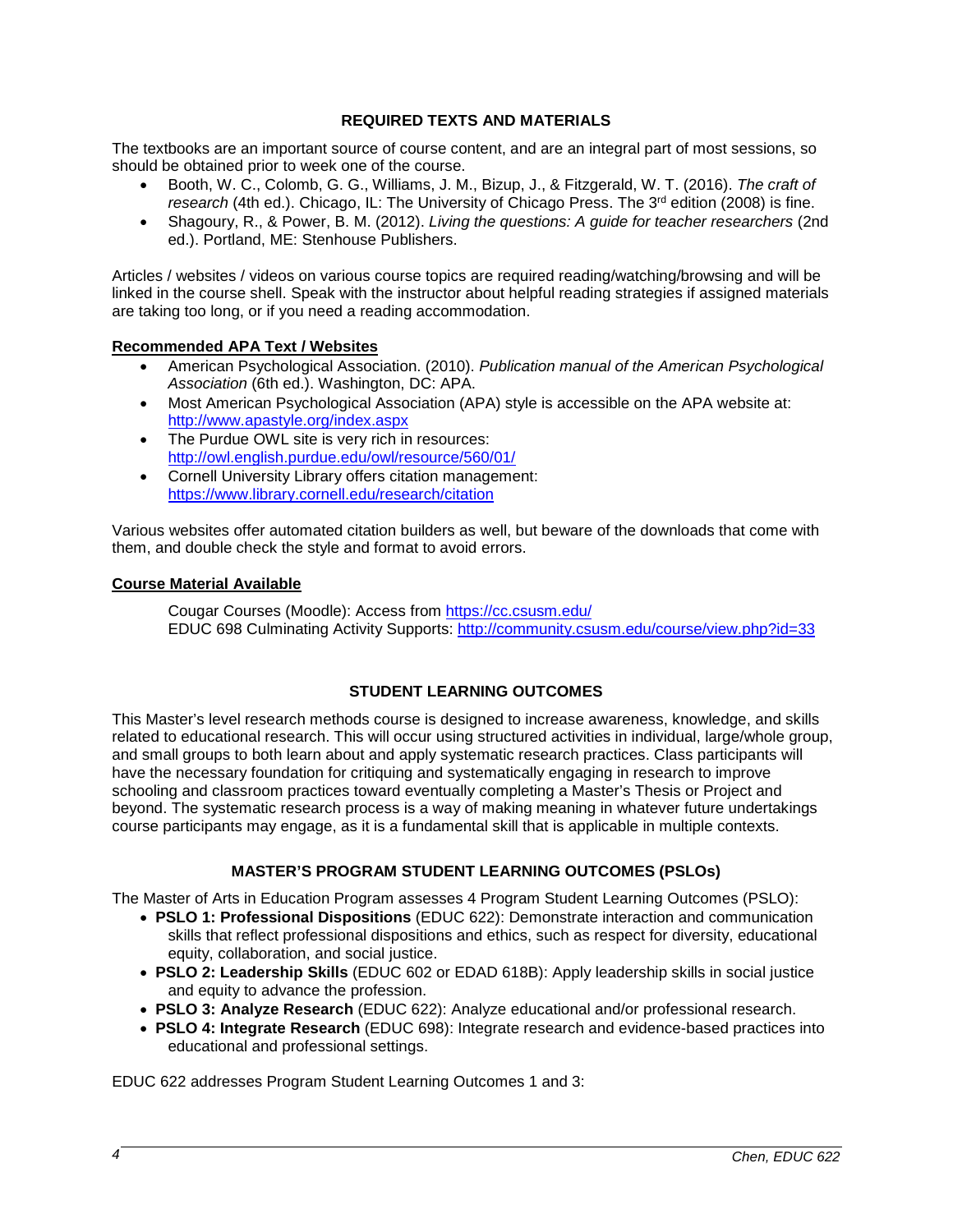## REQUIRED TEXTS AND MATERIALS

The textbooks are an important source of course content, and are an integral part of most sessions, so should be obtained prior to week one of the course.

- Booth, W. C., Colomb, G. G., Williams, J. M., Bizup, J., & Fitzgerald, W. T. (2016). *The craft of research* (4th ed.). Chicago, IL: The University of Chicago Press. The 3rd edition (2008) is fine.
- Shagoury, R., & Power, B. M. (2012). *Living the questions: A guide for teacher researchers* (2nd ed.). Portland, ME: Stenhouse Publishers.

Articles / websites / videos on various course topics are required reading/watching/browsing and will be linked in the course shell. Speak with the instructor about helpful reading strategies if assigned materials are taking too long, or if you need a reading accommodation.

### Recommended APA Text / Websites

- American Psychological Association. (2010). *Publication manual of the American Psychological Association* (6th ed.). Washington, DC: APA.
- Most American Psychological Association (APA) style is accessible on the APA website at: http://www.apastyle.org/index.aspx
- The Purdue OWL site is very rich in resources: http://owl.english.purdue.edu/owl/resource/560/01/
- Cornell University Library offers citation management: https://www.library.cornell.edu/research/citation

Various websites offer automated citation builders as well, but beware of the downloads that come with them, and double check the style and format to avoid errors.

### Course Material Available

Cougar Courses (Moodle): Access from https://cc.csusm.edu/
EDUC 698 Culminating Activity Supports: http://community.csusm.edu/course/view.php?id=33

## STUDENT LEARNING OUTCOMES

This Master's level research methods course is designed to increase awareness, knowledge, and skills related to educational research. This will occur using structured activities in individual, large/whole group, and small groups to both learn about and apply systematic research practices. Class participants will have the necessary foundation for critiquing and systematically engaging in research to improve schooling and classroom practices toward eventually completing a Master's Thesis or Project and beyond. The systematic research process is a way of making meaning in whatever future undertakings course participants may engage, as it is a fundamental skill that is applicable in multiple contexts.

## MASTER'S PROGRAM STUDENT LEARNING OUTCOMES (PSLOs)

The Master of Arts in Education Program assesses 4 Program Student Learning Outcomes (PSLO):

- **PSLO 1: Professional Dispositions** (EDUC 622): Demonstrate interaction and communication skills that reflect professional dispositions and ethics, such as respect for diversity, educational equity, collaboration, and social justice.
- **PSLO 2: Leadership Skills** (EDUC 602 or EDAD 618B): Apply leadership skills in social justice and equity to advance the profession.
- **PSLO 3: Analyze Research** (EDUC 622): Analyze educational and/or professional research.
- **PSLO 4: Integrate Research** (EDUC 698): Integrate research and evidence-based practices into educational and professional settings.

EDUC 622 addresses Program Student Learning Outcomes 1 and 3: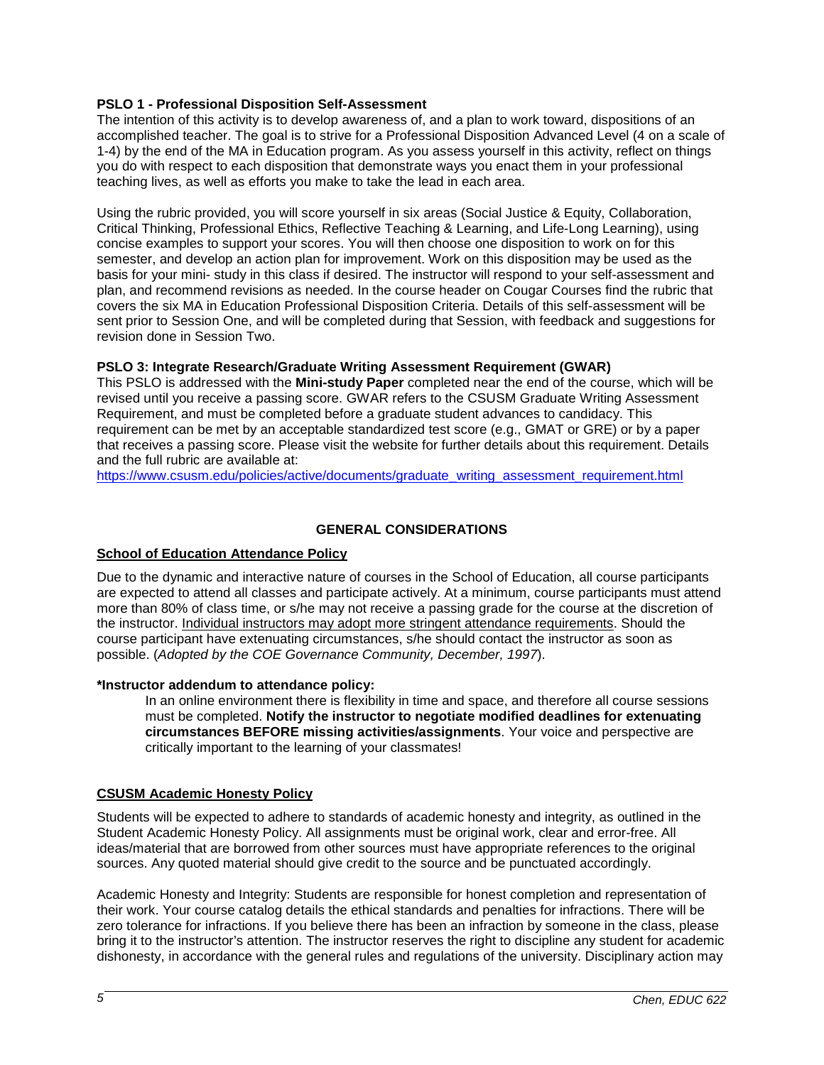**PSLO 1 - Professional Disposition Self-Assessment**

The intention of this activity is to develop awareness of, and a plan to work toward, dispositions of an accomplished teacher. The goal is to strive for a Professional Disposition Advanced Level (4 on a scale of 1-4) by the end of the MA in Education program. As you assess yourself in this activity, reflect on things you do with respect to each disposition that demonstrate ways you enact them in your professional teaching lives, as well as efforts you make to take the lead in each area.

Using the rubric provided, you will score yourself in six areas (Social Justice & Equity, Collaboration, Critical Thinking, Professional Ethics, Reflective Teaching & Learning, and Life-Long Learning), using concise examples to support your scores. You will then choose one disposition to work on for this semester, and develop an action plan for improvement. Work on this disposition may be used as the basis for your mini- study in this class if desired. The instructor will respond to your self-assessment and plan, and recommend revisions as needed. In the course header on Cougar Courses find the rubric that covers the six MA in Education Professional Disposition Criteria. Details of this self-assessment will be sent prior to Session One, and will be completed during that Session, with feedback and suggestions for revision done in Session Two.

**PSLO 3: Integrate Research/Graduate Writing Assessment Requirement (GWAR)**

This PSLO is addressed with the **Mini-study Paper** completed near the end of the course, which will be revised until you receive a passing score. GWAR refers to the CSUSM Graduate Writing Assessment Requirement, and must be completed before a graduate student advances to candidacy. This requirement can be met by an acceptable standardized test score (e.g., GMAT or GRE) or by a paper that receives a passing score. Please visit the website for further details about this requirement. Details and the full rubric are available at:
https://www.csusm.edu/policies/active/documents/graduate_writing_assessment_requirement.html

## GENERAL CONSIDERATIONS

### School of Education Attendance Policy

Due to the dynamic and interactive nature of courses in the School of Education, all course participants are expected to attend all classes and participate actively. At a minimum, course participants must attend more than 80% of class time, or s/he may not receive a passing grade for the course at the discretion of the instructor. Individual instructors may adopt more stringent attendance requirements. Should the course participant have extenuating circumstances, s/he should contact the instructor as soon as possible. (*Adopted by the COE Governance Community, December, 1997*).

**\*Instructor addendum to attendance policy:**

> In an online environment there is flexibility in time and space, and therefore all course sessions must be completed. **Notify the instructor to negotiate modified deadlines for extenuating circumstances BEFORE missing activities/assignments**. Your voice and perspective are critically important to the learning of your classmates!

### CSUSM Academic Honesty Policy

Students will be expected to adhere to standards of academic honesty and integrity, as outlined in the Student Academic Honesty Policy. All assignments must be original work, clear and error-free. All ideas/material that are borrowed from other sources must have appropriate references to the original sources. Any quoted material should give credit to the source and be punctuated accordingly.

Academic Honesty and Integrity: Students are responsible for honest completion and representation of their work. Your course catalog details the ethical standards and penalties for infractions. There will be zero tolerance for infractions. If you believe there has been an infraction by someone in the class, please bring it to the instructor's attention. The instructor reserves the right to discipline any student for academic dishonesty, in accordance with the general rules and regulations of the university. Disciplinary action may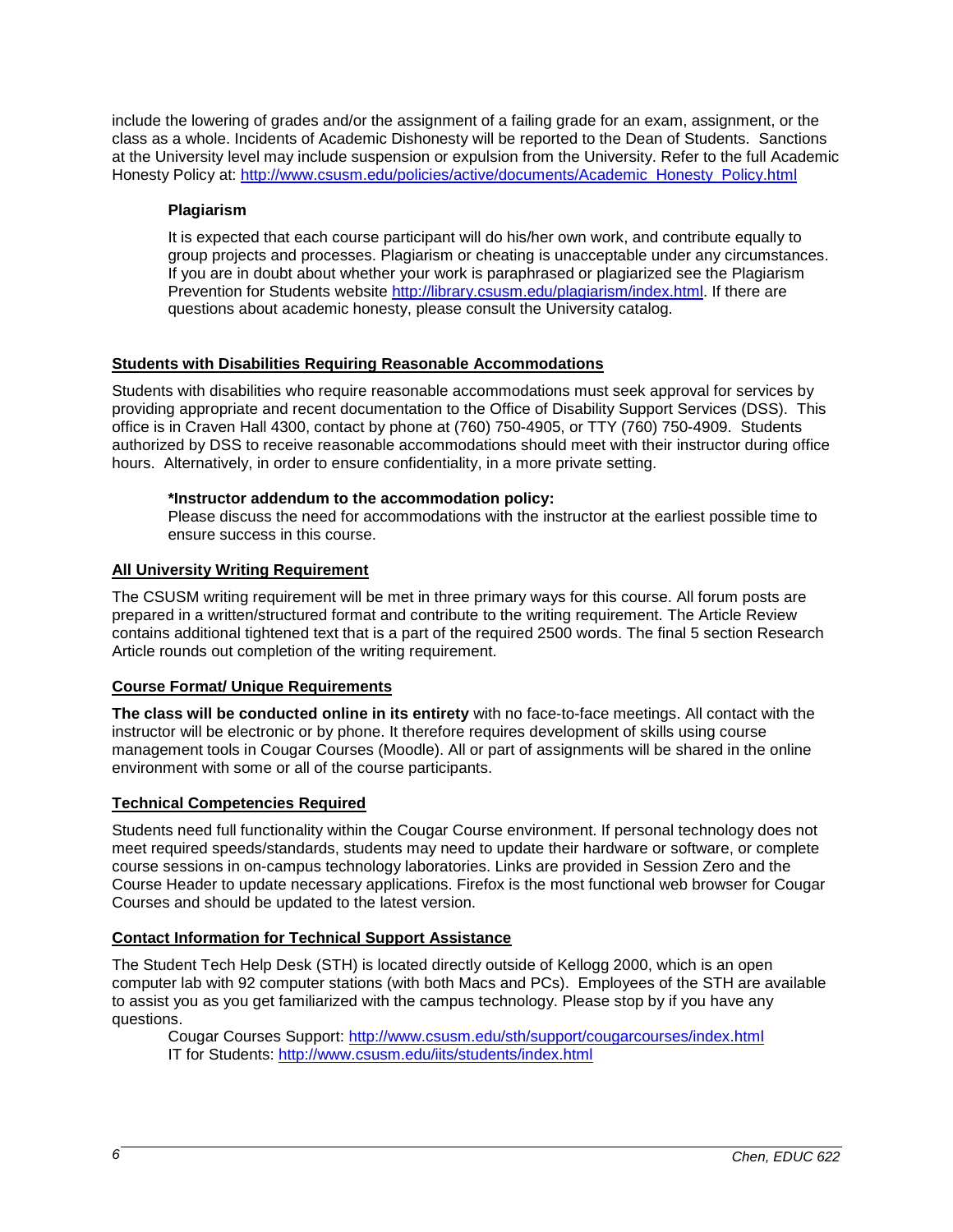include the lowering of grades and/or the assignment of a failing grade for an exam, assignment, or the class as a whole. Incidents of Academic Dishonesty will be reported to the Dean of Students. Sanctions at the University level may include suspension or expulsion from the University. Refer to the full Academic Honesty Policy at: http://www.csusm.edu/policies/active/documents/Academic_Honesty_Policy.html

### Plagiarism

It is expected that each course participant will do his/her own work, and contribute equally to group projects and processes. Plagiarism or cheating is unacceptable under any circumstances. If you are in doubt about whether your work is paraphrased or plagiarized see the Plagiarism Prevention for Students website http://library.csusm.edu/plagiarism/index.html. If there are questions about academic honesty, please consult the University catalog.

## Students with Disabilities Requiring Reasonable Accommodations

Students with disabilities who require reasonable accommodations must seek approval for services by providing appropriate and recent documentation to the Office of Disability Support Services (DSS). This office is in Craven Hall 4300, contact by phone at (760) 750-4905, or TTY (760) 750-4909. Students authorized by DSS to receive reasonable accommodations should meet with their instructor during office hours. Alternatively, in order to ensure confidentiality, in a more private setting.

**\*Instructor addendum to the accommodation policy:**
Please discuss the need for accommodations with the instructor at the earliest possible time to ensure success in this course.

## All University Writing Requirement

The CSUSM writing requirement will be met in three primary ways for this course. All forum posts are prepared in a written/structured format and contribute to the writing requirement. The Article Review contains additional tightened text that is a part of the required 2500 words. The final 5 section Research Article rounds out completion of the writing requirement.

## Course Format/ Unique Requirements

**The class will be conducted online in its entirety** with no face-to-face meetings. All contact with the instructor will be electronic or by phone. It therefore requires development of skills using course management tools in Cougar Courses (Moodle). All or part of assignments will be shared in the online environment with some or all of the course participants.

## Technical Competencies Required

Students need full functionality within the Cougar Course environment. If personal technology does not meet required speeds/standards, students may need to update their hardware or software, or complete course sessions in on-campus technology laboratories. Links are provided in Session Zero and the Course Header to update necessary applications. Firefox is the most functional web browser for Cougar Courses and should be updated to the latest version.

## Contact Information for Technical Support Assistance

The Student Tech Help Desk (STH) is located directly outside of Kellogg 2000, which is an open computer lab with 92 computer stations (with both Macs and PCs). Employees of the STH are available to assist you as you get familiarized with the campus technology. Please stop by if you have any questions.

Cougar Courses Support: http://www.csusm.edu/sth/support/cougarcourses/index.html
IT for Students: http://www.csusm.edu/iits/students/index.html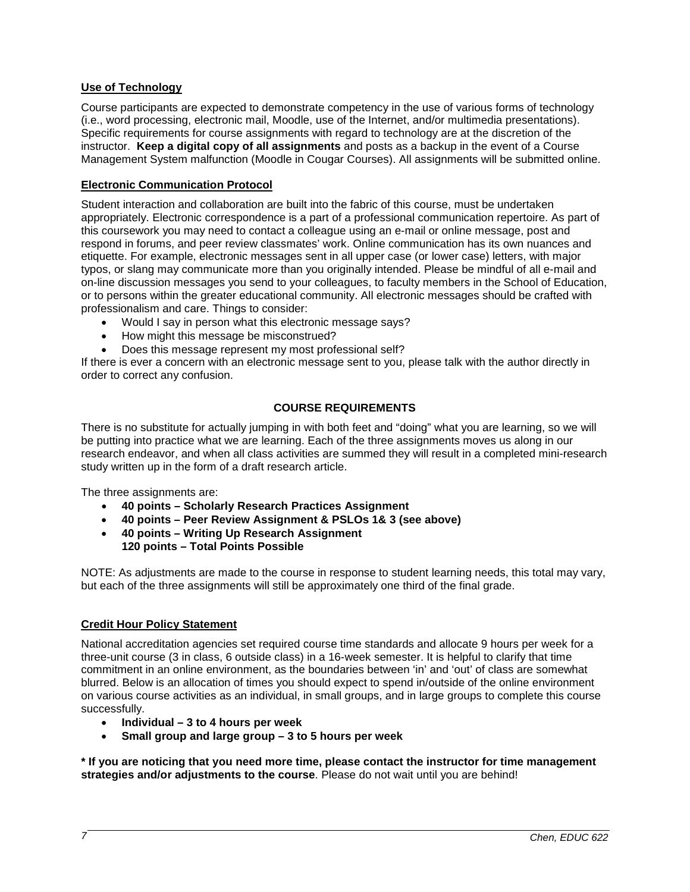**Use of Technology**

Course participants are expected to demonstrate competency in the use of various forms of technology (i.e., word processing, electronic mail, Moodle, use of the Internet, and/or multimedia presentations). Specific requirements for course assignments with regard to technology are at the discretion of the instructor. **Keep a digital copy of all assignments** and posts as a backup in the event of a Course Management System malfunction (Moodle in Cougar Courses). All assignments will be submitted online.

**Electronic Communication Protocol**

Student interaction and collaboration are built into the fabric of this course, must be undertaken appropriately. Electronic correspondence is a part of a professional communication repertoire. As part of this coursework you may need to contact a colleague using an e-mail or online message, post and respond in forums, and peer review classmates' work. Online communication has its own nuances and etiquette. For example, electronic messages sent in all upper case (or lower case) letters, with major typos, or slang may communicate more than you originally intended. Please be mindful of all e-mail and on-line discussion messages you send to your colleagues, to faculty members in the School of Education, or to persons within the greater educational community. All electronic messages should be crafted with professionalism and care. Things to consider:

- Would I say in person what this electronic message says?
- How might this message be misconstrued?
- Does this message represent my most professional self?

If there is ever a concern with an electronic message sent to you, please talk with the author directly in order to correct any confusion.

## COURSE REQUIREMENTS

There is no substitute for actually jumping in with both feet and "doing" what you are learning, so we will be putting into practice what we are learning. Each of the three assignments moves us along in our research endeavor, and when all class activities are summed they will result in a completed mini-research study written up in the form of a draft research article.

The three assignments are:

- **40 points – Scholarly Research Practices Assignment**
- **40 points – Peer Review Assignment & PSLOs 1& 3 (see above)**
- **40 points – Writing Up Research Assignment**
  **120 points – Total Points Possible**

NOTE: As adjustments are made to the course in response to student learning needs, this total may vary, but each of the three assignments will still be approximately one third of the final grade.

**Credit Hour Policy Statement**

National accreditation agencies set required course time standards and allocate 9 hours per week for a three-unit course (3 in class, 6 outside class) in a 16-week semester. It is helpful to clarify that time commitment in an online environment, as the boundaries between 'in' and 'out' of class are somewhat blurred. Below is an allocation of times you should expect to spend in/outside of the online environment on various course activities as an individual, in small groups, and in large groups to complete this course successfully.

- **Individual – 3 to 4 hours per week**
- **Small group and large group – 3 to 5 hours per week**

**\* If you are noticing that you need more time, please contact the instructor for time management strategies and/or adjustments to the course**. Please do not wait until you are behind!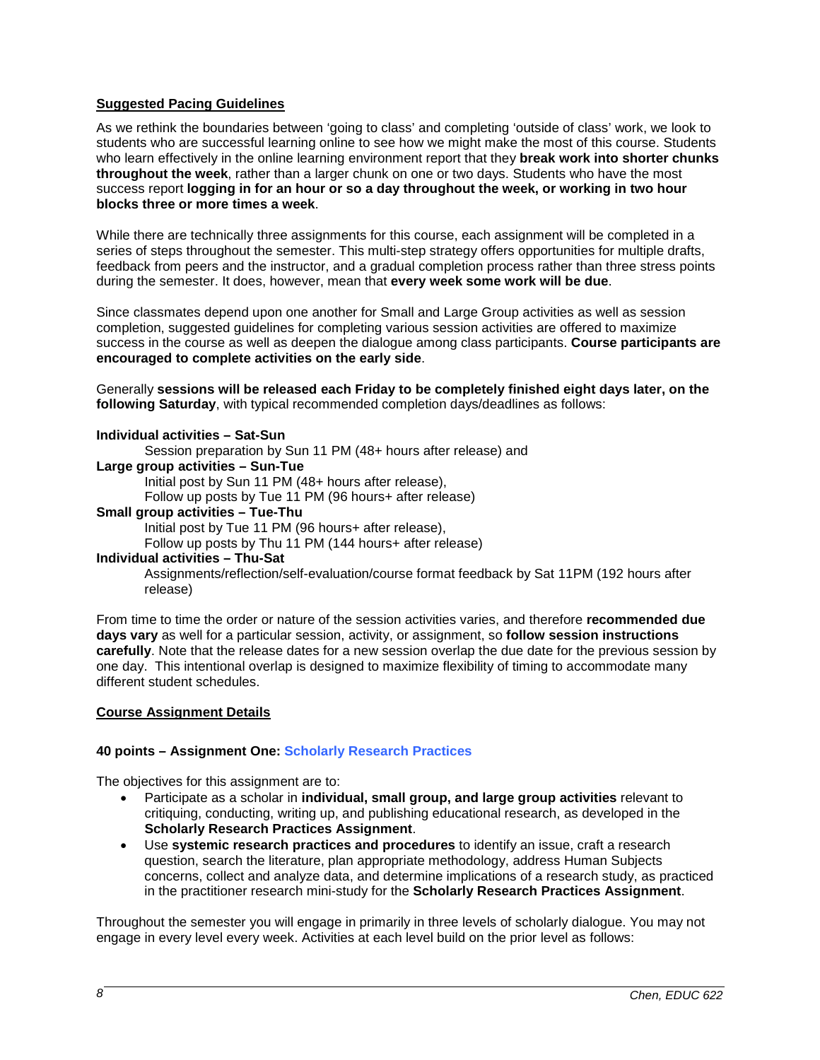## Suggested Pacing Guidelines

As we rethink the boundaries between 'going to class' and completing 'outside of class' work, we look to students who are successful learning online to see how we might make the most of this course. Students who learn effectively in the online learning environment report that they **break work into shorter chunks throughout the week**, rather than a larger chunk on one or two days. Students who have the most success report **logging in for an hour or so a day throughout the week, or working in two hour blocks three or more times a week**.

While there are technically three assignments for this course, each assignment will be completed in a series of steps throughout the semester. This multi-step strategy offers opportunities for multiple drafts, feedback from peers and the instructor, and a gradual completion process rather than three stress points during the semester. It does, however, mean that **every week some work will be due**.

Since classmates depend upon one another for Small and Large Group activities as well as session completion, suggested guidelines for completing various session activities are offered to maximize success in the course as well as deepen the dialogue among class participants. **Course participants are encouraged to complete activities on the early side**.

Generally **sessions will be released each Friday to be completely finished eight days later, on the following Saturday**, with typical recommended completion days/deadlines as follows:

**Individual activities – Sat-Sun**
- Session preparation by Sun 11 PM (48+ hours after release) and

**Large group activities – Sun-Tue**
- Initial post by Sun 11 PM (48+ hours after release),
- Follow up posts by Tue 11 PM (96 hours+ after release)

**Small group activities – Tue-Thu**
- Initial post by Tue 11 PM (96 hours+ after release),
- Follow up posts by Thu 11 PM (144 hours+ after release)

**Individual activities – Thu-Sat**
- Assignments/reflection/self-evaluation/course format feedback by Sat 11PM (192 hours after release)

From time to time the order or nature of the session activities varies, and therefore **recommended due days vary** as well for a particular session, activity, or assignment, so **follow session instructions carefully**. Note that the release dates for a new session overlap the due date for the previous session by one day. This intentional overlap is designed to maximize flexibility of timing to accommodate many different student schedules.

## Course Assignment Details

### 40 points – Assignment One: Scholarly Research Practices

The objectives for this assignment are to:

- Participate as a scholar in **individual, small group, and large group activities** relevant to critiquing, conducting, writing up, and publishing educational research, as developed in the **Scholarly Research Practices Assignment**.
- Use **systemic research practices and procedures** to identify an issue, craft a research question, search the literature, plan appropriate methodology, address Human Subjects concerns, collect and analyze data, and determine implications of a research study, as practiced in the practitioner research mini-study for the **Scholarly Research Practices Assignment**.

Throughout the semester you will engage in primarily in three levels of scholarly dialogue. You may not engage in every level every week. Activities at each level build on the prior level as follows: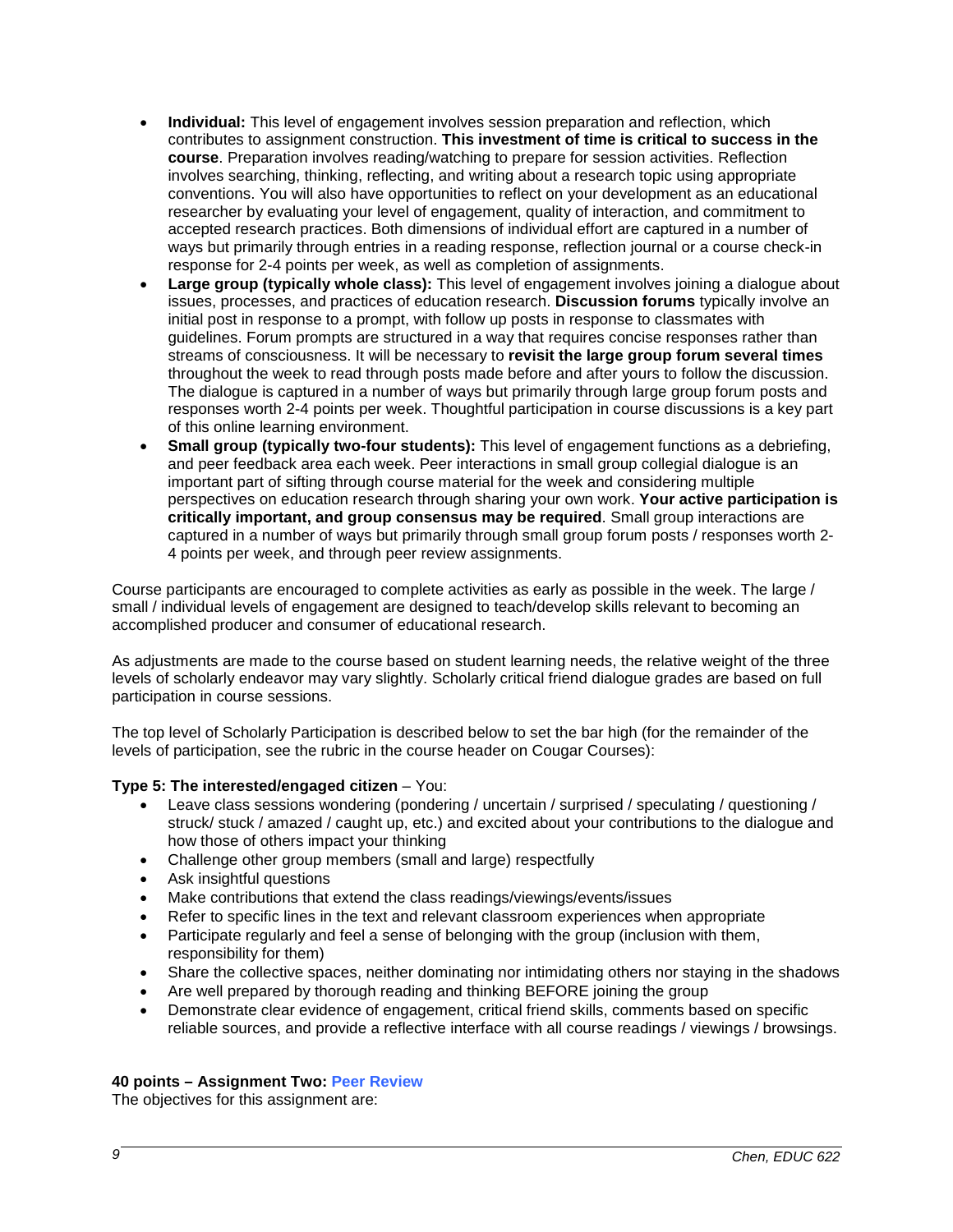- **Individual:** This level of engagement involves session preparation and reflection, which contributes to assignment construction. **This investment of time is critical to success in the course**. Preparation involves reading/watching to prepare for session activities. Reflection involves searching, thinking, reflecting, and writing about a research topic using appropriate conventions. You will also have opportunities to reflect on your development as an educational researcher by evaluating your level of engagement, quality of interaction, and commitment to accepted research practices. Both dimensions of individual effort are captured in a number of ways but primarily through entries in a reading response, reflection journal or a course check-in response for 2-4 points per week, as well as completion of assignments.
- **Large group (typically whole class):** This level of engagement involves joining a dialogue about issues, processes, and practices of education research. **Discussion forums** typically involve an initial post in response to a prompt, with follow up posts in response to classmates with guidelines. Forum prompts are structured in a way that requires concise responses rather than streams of consciousness. It will be necessary to **revisit the large group forum several times** throughout the week to read through posts made before and after yours to follow the discussion. The dialogue is captured in a number of ways but primarily through large group forum posts and responses worth 2-4 points per week. Thoughtful participation in course discussions is a key part of this online learning environment.
- **Small group (typically two-four students):** This level of engagement functions as a debriefing, and peer feedback area each week. Peer interactions in small group collegial dialogue is an important part of sifting through course material for the week and considering multiple perspectives on education research through sharing your own work. **Your active participation is critically important, and group consensus may be required**. Small group interactions are captured in a number of ways but primarily through small group forum posts / responses worth 2-4 points per week, and through peer review assignments.

Course participants are encouraged to complete activities as early as possible in the week. The large / small / individual levels of engagement are designed to teach/develop skills relevant to becoming an accomplished producer and consumer of educational research.

As adjustments are made to the course based on student learning needs, the relative weight of the three levels of scholarly endeavor may vary slightly. Scholarly critical friend dialogue grades are based on full participation in course sessions.

The top level of Scholarly Participation is described below to set the bar high (for the remainder of the levels of participation, see the rubric in the course header on Cougar Courses):

**Type 5: The interested/engaged citizen** – You:

- Leave class sessions wondering (pondering / uncertain / surprised / speculating / questioning / struck/ stuck / amazed / caught up, etc.) and excited about your contributions to the dialogue and how those of others impact your thinking
- Challenge other group members (small and large) respectfully
- Ask insightful questions
- Make contributions that extend the class readings/viewings/events/issues
- Refer to specific lines in the text and relevant classroom experiences when appropriate
- Participate regularly and feel a sense of belonging with the group (inclusion with them, responsibility for them)
- Share the collective spaces, neither dominating nor intimidating others nor staying in the shadows
- Are well prepared by thorough reading and thinking BEFORE joining the group
- Demonstrate clear evidence of engagement, critical friend skills, comments based on specific reliable sources, and provide a reflective interface with all course readings / viewings / browsings.

**40 points – Assignment Two: Peer Review**

The objectives for this assignment are: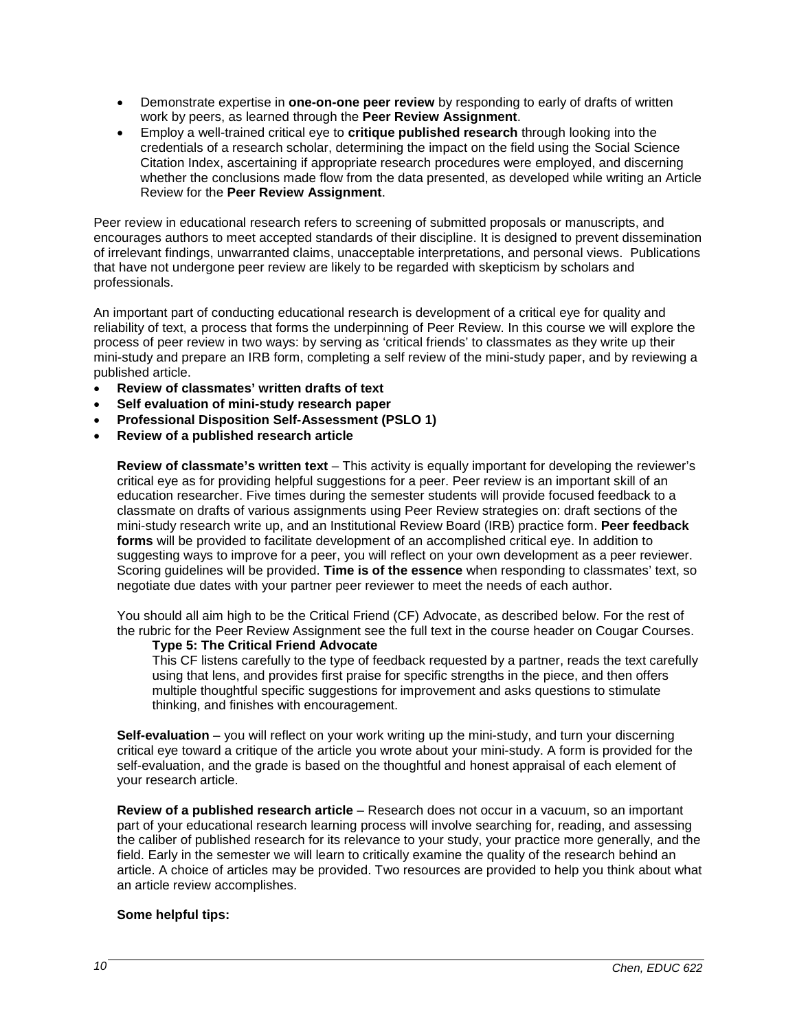- Demonstrate expertise in **one-on-one peer review** by responding to early of drafts of written work by peers, as learned through the **Peer Review Assignment**.
- Employ a well-trained critical eye to **critique published research** through looking into the credentials of a research scholar, determining the impact on the field using the Social Science Citation Index, ascertaining if appropriate research procedures were employed, and discerning whether the conclusions made flow from the data presented, as developed while writing an Article Review for the **Peer Review Assignment**.

Peer review in educational research refers to screening of submitted proposals or manuscripts, and encourages authors to meet accepted standards of their discipline. It is designed to prevent dissemination of irrelevant findings, unwarranted claims, unacceptable interpretations, and personal views. Publications that have not undergone peer review are likely to be regarded with skepticism by scholars and professionals.

An important part of conducting educational research is development of a critical eye for quality and reliability of text, a process that forms the underpinning of Peer Review. In this course we will explore the process of peer review in two ways: by serving as 'critical friends' to classmates as they write up their mini-study and prepare an IRB form, completing a self review of the mini-study paper, and by reviewing a published article.

- **Review of classmates' written drafts of text**
- **Self evaluation of mini-study research paper**
- **Professional Disposition Self-Assessment (PSLO 1)**
- **Review of a published research article**

**Review of classmate's written text** – This activity is equally important for developing the reviewer's critical eye as for providing helpful suggestions for a peer. Peer review is an important skill of an education researcher. Five times during the semester students will provide focused feedback to a classmate on drafts of various assignments using Peer Review strategies on: draft sections of the mini-study research write up, and an Institutional Review Board (IRB) practice form. **Peer feedback forms** will be provided to facilitate development of an accomplished critical eye. In addition to suggesting ways to improve for a peer, you will reflect on your own development as a peer reviewer. Scoring guidelines will be provided. **Time is of the essence** when responding to classmates' text, so negotiate due dates with your partner peer reviewer to meet the needs of each author.

You should all aim high to be the Critical Friend (CF) Advocate, as described below. For the rest of the rubric for the Peer Review Assignment see the full text in the course header on Cougar Courses.

**Type 5: The Critical Friend Advocate**

This CF listens carefully to the type of feedback requested by a partner, reads the text carefully using that lens, and provides first praise for specific strengths in the piece, and then offers multiple thoughtful specific suggestions for improvement and asks questions to stimulate thinking, and finishes with encouragement.

**Self-evaluation** – you will reflect on your work writing up the mini-study, and turn your discerning critical eye toward a critique of the article you wrote about your mini-study. A form is provided for the self-evaluation, and the grade is based on the thoughtful and honest appraisal of each element of your research article.

**Review of a published research article** – Research does not occur in a vacuum, so an important part of your educational research learning process will involve searching for, reading, and assessing the caliber of published research for its relevance to your study, your practice more generally, and the field. Early in the semester we will learn to critically examine the quality of the research behind an article. A choice of articles may be provided. Two resources are provided to help you think about what an article review accomplishes.

**Some helpful tips:**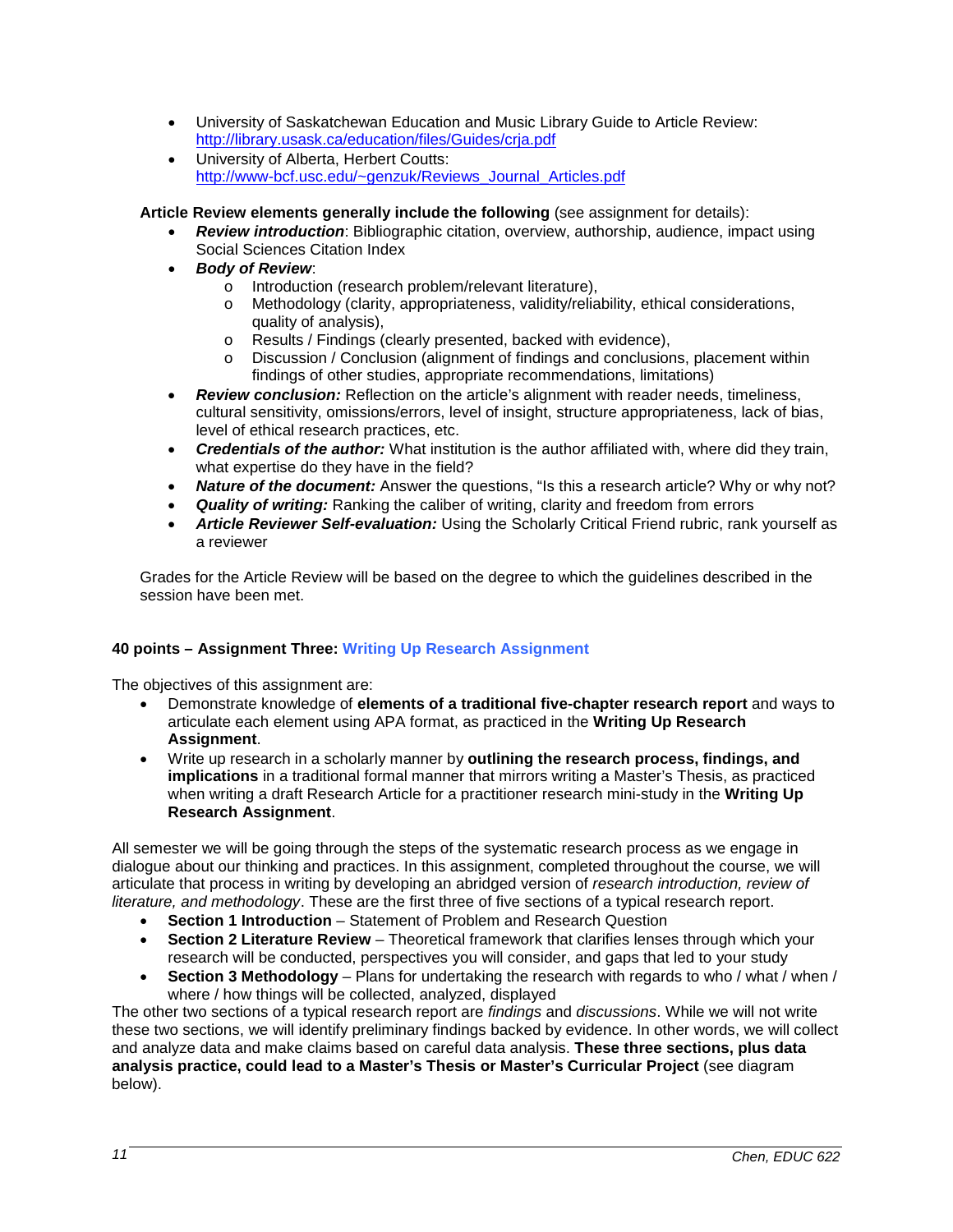- University of Saskatchewan Education and Music Library Guide to Article Review: http://library.usask.ca/education/files/Guides/crja.pdf
- University of Alberta, Herbert Coutts: http://www-bcf.usc.edu/~genzuk/Reviews_Journal_Articles.pdf

**Article Review elements generally include the following** (see assignment for details):

- ***Review introduction***: Bibliographic citation, overview, authorship, audience, impact using Social Sciences Citation Index
- ***Body of Review***:
  - Introduction (research problem/relevant literature),
  - Methodology (clarity, appropriateness, validity/reliability, ethical considerations, quality of analysis),
  - Results / Findings (clearly presented, backed with evidence),
  - Discussion / Conclusion (alignment of findings and conclusions, placement within findings of other studies, appropriate recommendations, limitations)
- ***Review conclusion:*** Reflection on the article's alignment with reader needs, timeliness, cultural sensitivity, omissions/errors, level of insight, structure appropriateness, lack of bias, level of ethical research practices, etc.
- ***Credentials of the author:*** What institution is the author affiliated with, where did they train, what expertise do they have in the field?
- ***Nature of the document:*** Answer the questions, "Is this a research article? Why or why not?
- ***Quality of writing:*** Ranking the caliber of writing, clarity and freedom from errors
- ***Article Reviewer Self-evaluation:*** Using the Scholarly Critical Friend rubric, rank yourself as a reviewer

Grades for the Article Review will be based on the degree to which the guidelines described in the session have been met.

**40 points – Assignment Three: Writing Up Research Assignment**

The objectives of this assignment are:

- Demonstrate knowledge of **elements of a traditional five-chapter research report** and ways to articulate each element using APA format, as practiced in the **Writing Up Research Assignment**.
- Write up research in a scholarly manner by **outlining the research process, findings, and implications** in a traditional formal manner that mirrors writing a Master's Thesis, as practiced when writing a draft Research Article for a practitioner research mini-study in the **Writing Up Research Assignment**.

All semester we will be going through the steps of the systematic research process as we engage in dialogue about our thinking and practices. In this assignment, completed throughout the course, we will articulate that process in writing by developing an abridged version of *research introduction, review of literature, and methodology*. These are the first three of five sections of a typical research report.

- **Section 1 Introduction** – Statement of Problem and Research Question
- **Section 2 Literature Review** – Theoretical framework that clarifies lenses through which your research will be conducted, perspectives you will consider, and gaps that led to your study
- **Section 3 Methodology** – Plans for undertaking the research with regards to who / what / when / where / how things will be collected, analyzed, displayed

The other two sections of a typical research report are *findings* and *discussions*. While we will not write these two sections, we will identify preliminary findings backed by evidence. In other words, we will collect and analyze data and make claims based on careful data analysis. **These three sections, plus data analysis practice, could lead to a Master's Thesis or Master's Curricular Project** (see diagram below).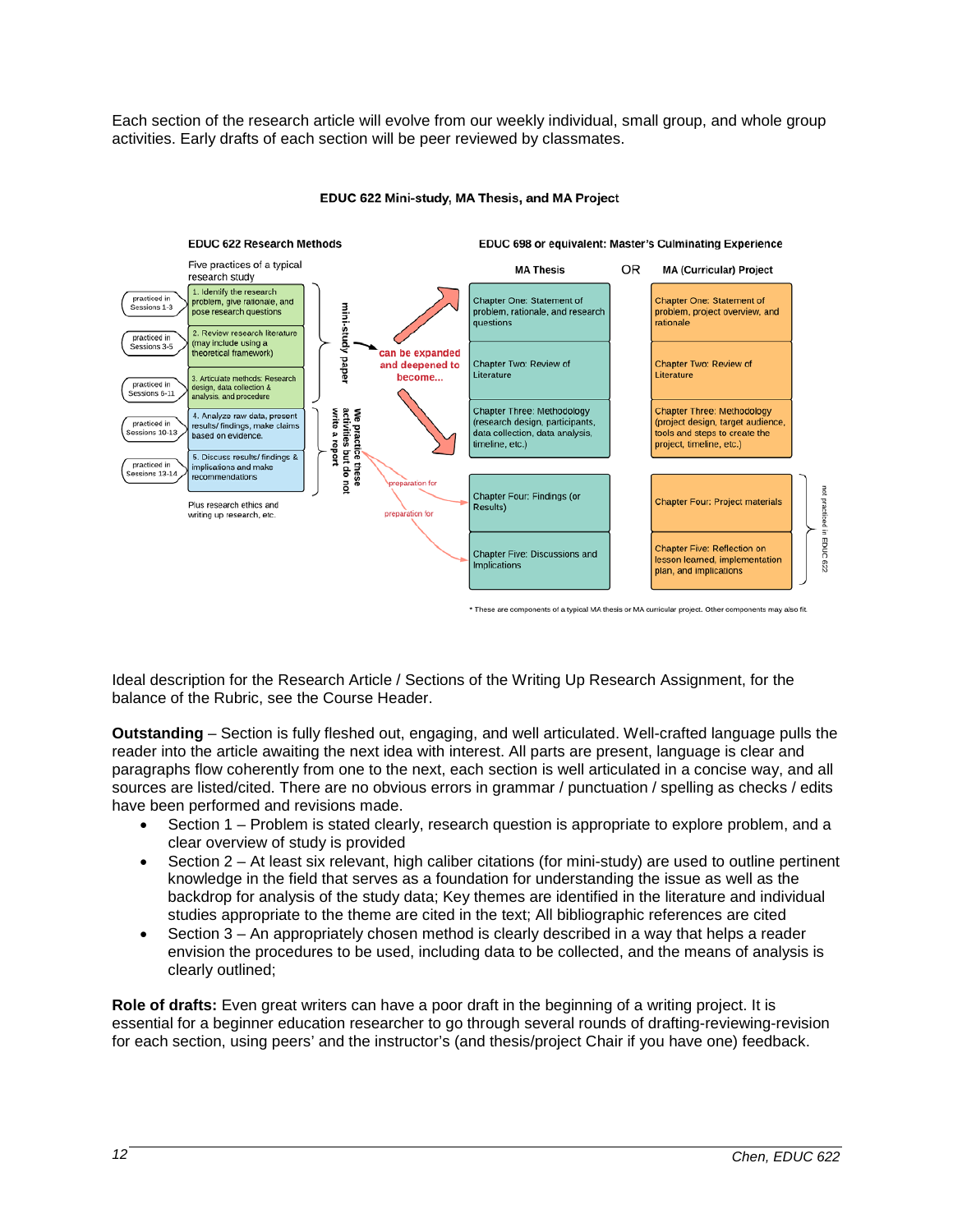Each section of the research article will evolve from our weekly individual, small group, and whole group activities. Early drafts of each section will be peer reviewed by classmates.

**EDUC 622 Mini-study, MA Thesis, and MA Project**

**EDUC 622 Research Methods**

Five practices of a typical research study

| | Practice | | MA Thesis | MA (Curricular) Project |
|---|---|---|---|---|
| practiced in Sessions 1-3 | 1. Identify the research problem, give rationale, and pose research questions | mini-study paper → can be expanded and deepened to become... | Chapter One: Statement of problem, rationale, and research questions | Chapter One: Statement of problem, project overview, and rationale |
| practiced in Sessions 3-5 | 2. Review research literature (may include using a theoretical framework) | | Chapter Two: Review of Literature | Chapter Two: Review of Literature |
| practiced in Sessions 6-11 | 3. Articulate methods: Research design, data collection & analysis, and procedure | | Chapter Three: Methodology (research design, participants, data collection, data analysis, timeline, etc.) | Chapter Three: Methodology (project design, target audience, tools and steps to create the project, timeline, etc.) |
| practiced in Sessions 10-13 | 4. Analyze raw data, present results/ findings, make claims based on evidence. | We practice these activities but do not write a report → preparation for | Chapter Four: Findings (or Results) | Chapter Four: Project materials (not practiced in EDUC 622) |
| practiced in Sessions 13-14 | 5. Discuss results/ findings & implications and make recommendations | → preparation for | Chapter Five: Discussions and Implications | Chapter Five: Reflection on lesson learned, implementation plan, and implications (not practiced in EDUC 622) |

Plus research ethics and writing up research, etc.

**EDUC 698 or equivalent: Master's Culminating Experience** — MA Thesis OR MA (Curricular) Project

* These are components of a typical MA thesis or MA curricular project. Other components may also fit.

Ideal description for the Research Article / Sections of the Writing Up Research Assignment, for the balance of the Rubric, see the Course Header.

**Outstanding** – Section is fully fleshed out, engaging, and well articulated. Well-crafted language pulls the reader into the article awaiting the next idea with interest. All parts are present, language is clear and paragraphs flow coherently from one to the next, each section is well articulated in a concise way, and all sources are listed/cited. There are no obvious errors in grammar / punctuation / spelling as checks / edits have been performed and revisions made.

- Section 1 – Problem is stated clearly, research question is appropriate to explore problem, and a clear overview of study is provided
- Section 2 – At least six relevant, high caliber citations (for mini-study) are used to outline pertinent knowledge in the field that serves as a foundation for understanding the issue as well as the backdrop for analysis of the study data; Key themes are identified in the literature and individual studies appropriate to the theme are cited in the text; All bibliographic references are cited
- Section 3 – An appropriately chosen method is clearly described in a way that helps a reader envision the procedures to be used, including data to be collected, and the means of analysis is clearly outlined;

**Role of drafts:** Even great writers can have a poor draft in the beginning of a writing project. It is essential for a beginner education researcher to go through several rounds of drafting-reviewing-revision for each section, using peers' and the instructor's (and thesis/project Chair if you have one) feedback.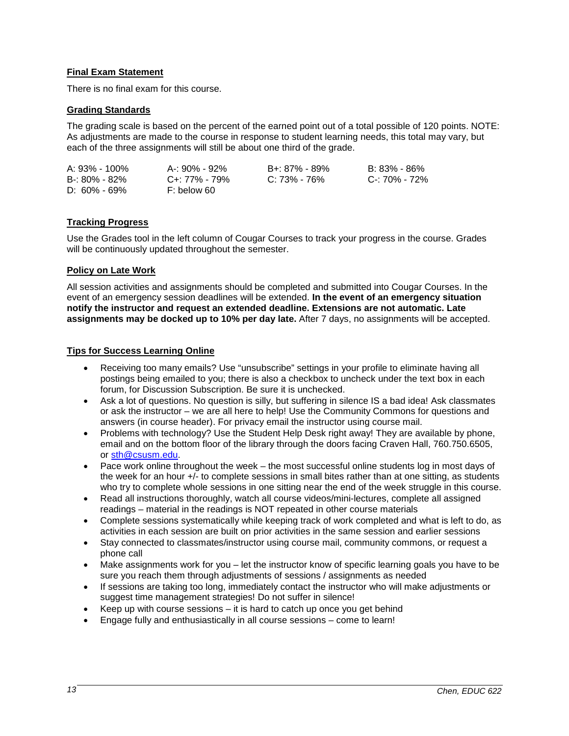## Final Exam Statement

There is no final exam for this course.

## Grading Standards

The grading scale is based on the percent of the earned point out of a total possible of 120 points. NOTE: As adjustments are made to the course in response to student learning needs, this total may vary, but each of the three assignments will still be about one third of the grade.

| | | | |
|---|---|---|---|
| A: 93% - 100% | A-: 90% - 92% | B+: 87% - 89% | B: 83% - 86% |
| B-: 80% - 82% | C+: 77% - 79% | C: 73% - 76% | C-: 70% - 72% |
| D: 60% - 69% | F: below 60 | | |

## Tracking Progress

Use the Grades tool in the left column of Cougar Courses to track your progress in the course. Grades will be continuously updated throughout the semester.

## Policy on Late Work

All session activities and assignments should be completed and submitted into Cougar Courses. In the event of an emergency session deadlines will be extended. **In the event of an emergency situation notify the instructor and request an extended deadline. Extensions are not automatic. Late assignments may be docked up to 10% per day late.** After 7 days, no assignments will be accepted.

## Tips for Success Learning Online

- Receiving too many emails? Use "unsubscribe" settings in your profile to eliminate having all postings being emailed to you; there is also a checkbox to uncheck under the text box in each forum, for Discussion Subscription. Be sure it is unchecked.
- Ask a lot of questions. No question is silly, but suffering in silence IS a bad idea! Ask classmates or ask the instructor – we are all here to help! Use the Community Commons for questions and answers (in course header). For privacy email the instructor using course mail.
- Problems with technology? Use the Student Help Desk right away! They are available by phone, email and on the bottom floor of the library through the doors facing Craven Hall, 760.750.6505, or sth@csusm.edu.
- Pace work online throughout the week – the most successful online students log in most days of the week for an hour +/- to complete sessions in small bites rather than at one sitting, as students who try to complete whole sessions in one sitting near the end of the week struggle in this course.
- Read all instructions thoroughly, watch all course videos/mini-lectures, complete all assigned readings – material in the readings is NOT repeated in other course materials
- Complete sessions systematically while keeping track of work completed and what is left to do, as activities in each session are built on prior activities in the same session and earlier sessions
- Stay connected to classmates/instructor using course mail, community commons, or request a phone call
- Make assignments work for you – let the instructor know of specific learning goals you have to be sure you reach them through adjustments of sessions / assignments as needed
- If sessions are taking too long, immediately contact the instructor who will make adjustments or suggest time management strategies! Do not suffer in silence!
- Keep up with course sessions – it is hard to catch up once you get behind
- Engage fully and enthusiastically in all course sessions – come to learn!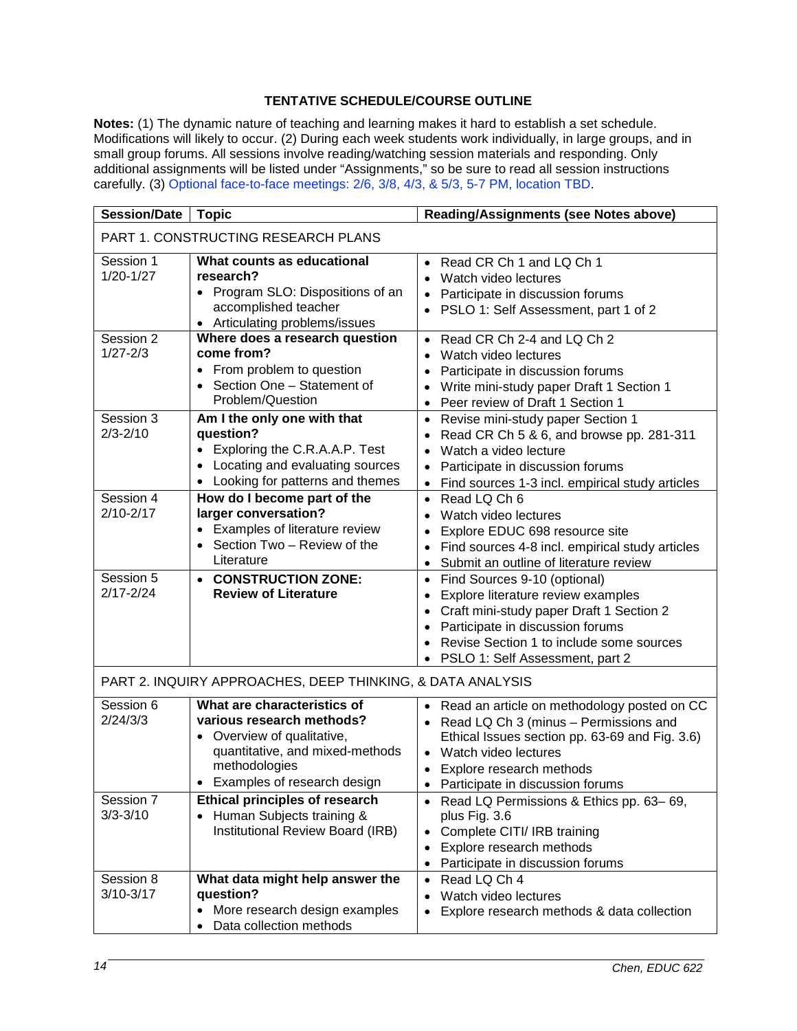**TENTATIVE SCHEDULE/COURSE OUTLINE**

**Notes:** (1) The dynamic nature of teaching and learning makes it hard to establish a set schedule. Modifications will likely to occur. (2) During each week students work individually, in large groups, and in small group forums. All sessions involve reading/watching session materials and responding. Only additional assignments will be listed under "Assignments," so be sure to read all session instructions carefully. (3) Optional face-to-face meetings: 2/6, 3/8, 4/3, & 5/3, 5-7 PM, location TBD.

| Session/Date | Topic | Reading/Assignments (see Notes above) |
|---|---|---|
| PART 1. CONSTRUCTING RESEARCH PLANS | | |
| Session 1 1/20-1/27 | **What counts as educational research?** <br>• Program SLO: Dispositions of an accomplished teacher <br>• Articulating problems/issues | • Read CR Ch 1 and LQ Ch 1 <br>• Watch video lectures <br>• Participate in discussion forums <br>• PSLO 1: Self Assessment, part 1 of 2 |
| Session 2 1/27-2/3 | **Where does a research question come from?** <br>• From problem to question <br>• Section One – Statement of Problem/Question | • Read CR Ch 2-4 and LQ Ch 2 <br>• Watch video lectures <br>• Participate in discussion forums <br>• Write mini-study paper Draft 1 Section 1 <br>• Peer review of Draft 1 Section 1 |
| Session 3 2/3-2/10 | **Am I the only one with that question?** <br>• Exploring the C.R.A.A.P. Test <br>• Locating and evaluating sources <br>• Looking for patterns and themes | • Revise mini-study paper Section 1 <br>• Read CR Ch 5 & 6, and browse pp. 281-311 <br>• Watch a video lecture <br>• Participate in discussion forums <br>• Find sources 1-3 incl. empirical study articles |
| Session 4 2/10-2/17 | **How do I become part of the larger conversation?** <br>• Examples of literature review <br>• Section Two – Review of the Literature | • Read LQ Ch 6 <br>• Watch video lectures <br>• Explore EDUC 698 resource site <br>• Find sources 4-8 incl. empirical study articles <br>• Submit an outline of literature review |
| Session 5 2/17-2/24 | • **CONSTRUCTION ZONE: Review of Literature** | • Find Sources 9-10 (optional) <br>• Explore literature review examples <br>• Craft mini-study paper Draft 1 Section 2 <br>• Participate in discussion forums <br>• Revise Section 1 to include some sources <br>• PSLO 1: Self Assessment, part 2 |
| PART 2. INQUIRY APPROACHES, DEEP THINKING, & DATA ANALYSIS | | |
| Session 6 2/24/3/3 | **What are characteristics of various research methods?** <br>• Overview of qualitative, quantitative, and mixed-methods methodologies <br>• Examples of research design | • Read an article on methodology posted on CC <br>• Read LQ Ch 3 (minus – Permissions and Ethical Issues section pp. 63-69 and Fig. 3.6) <br>• Watch video lectures <br>• Explore research methods <br>• Participate in discussion forums |
| Session 7 3/3-3/10 | **Ethical principles of research** <br>• Human Subjects training & Institutional Review Board (IRB) | • Read LQ Permissions & Ethics pp. 63– 69, plus Fig. 3.6 <br>• Complete CITI/ IRB training <br>• Explore research methods <br>• Participate in discussion forums |
| Session 8 3/10-3/17 | **What data might help answer the question?** <br>• More research design examples <br>• Data collection methods | • Read LQ Ch 4 <br>• Watch video lectures <br>• Explore research methods & data collection |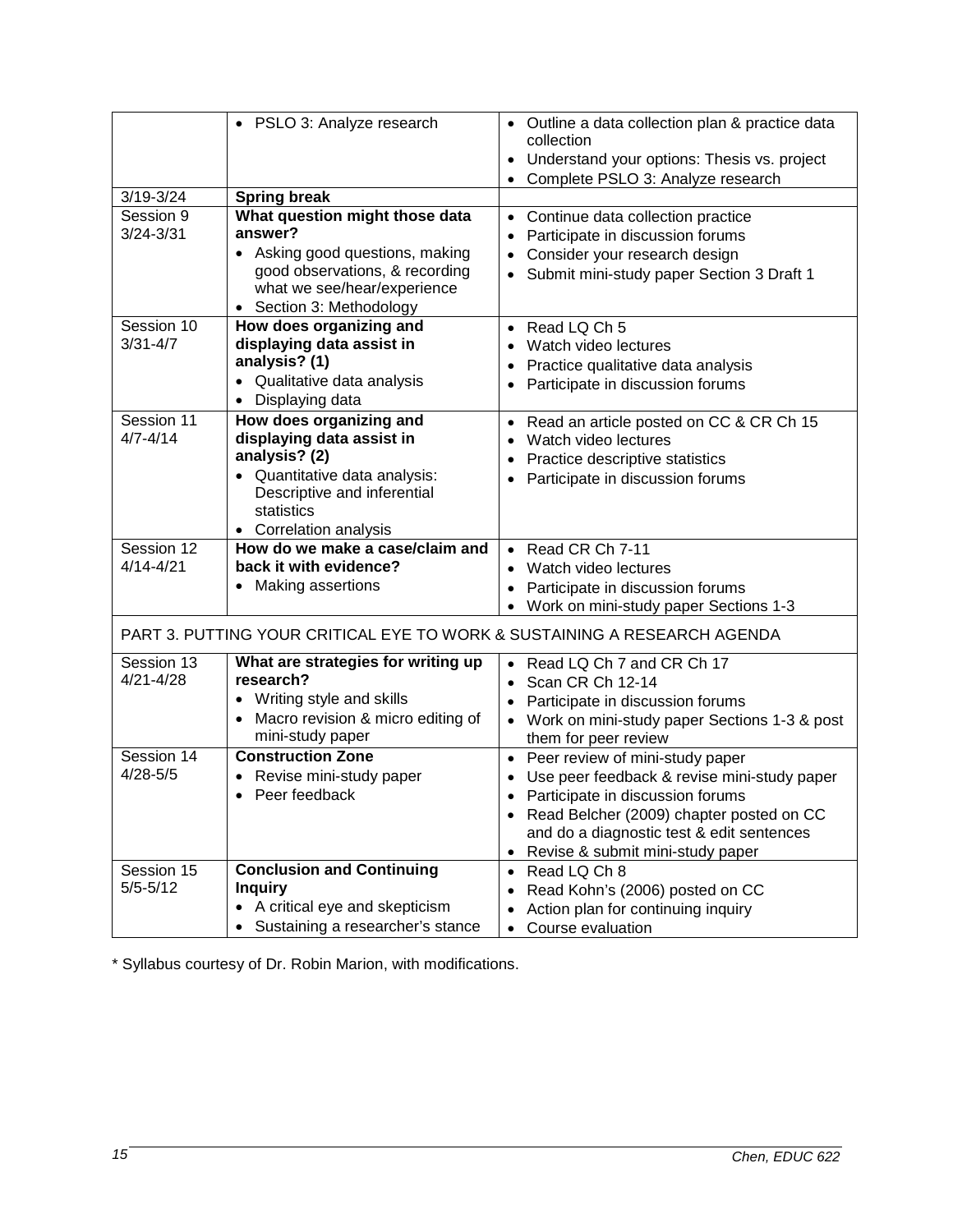| | | |
|---|---|---|
| | • PSLO 3: Analyze research | • Outline a data collection plan & practice data collection<br>• Understand your options: Thesis vs. project<br>• Complete PSLO 3: Analyze research |
| 3/19-3/24 | **Spring break** | |
| Session 9<br>3/24-3/31 | **What question might those data answer?**<br>• Asking good questions, making good observations, & recording what we see/hear/experience<br>• Section 3: Methodology | • Continue data collection practice<br>• Participate in discussion forums<br>• Consider your research design<br>• Submit mini-study paper Section 3 Draft 1 |
| Session 10<br>3/31-4/7 | **How does organizing and displaying data assist in analysis? (1)**<br>• Qualitative data analysis<br>• Displaying data | • Read LQ Ch 5<br>• Watch video lectures<br>• Practice qualitative data analysis<br>• Participate in discussion forums |
| Session 11<br>4/7-4/14 | **How does organizing and displaying data assist in analysis? (2)**<br>• Quantitative data analysis: Descriptive and inferential statistics<br>• Correlation analysis | • Read an article posted on CC & CR Ch 15<br>• Watch video lectures<br>• Practice descriptive statistics<br>• Participate in discussion forums |
| Session 12<br>4/14-4/21 | **How do we make a case/claim and back it with evidence?**<br>• Making assertions | • Read CR Ch 7-11<br>• Watch video lectures<br>• Participate in discussion forums<br>• Work on mini-study paper Sections 1-3 |
| PART 3. PUTTING YOUR CRITICAL EYE TO WORK & SUSTAINING A RESEARCH AGENDA | | |
| Session 13<br>4/21-4/28 | **What are strategies for writing up research?**<br>• Writing style and skills<br>• Macro revision & micro editing of mini-study paper | • Read LQ Ch 7 and CR Ch 17<br>• Scan CR Ch 12-14<br>• Participate in discussion forums<br>• Work on mini-study paper Sections 1-3 & post them for peer review |
| Session 14<br>4/28-5/5 | **Construction Zone**<br>• Revise mini-study paper<br>• Peer feedback | • Peer review of mini-study paper<br>• Use peer feedback & revise mini-study paper<br>• Participate in discussion forums<br>• Read Belcher (2009) chapter posted on CC and do a diagnostic test & edit sentences<br>• Revise & submit mini-study paper |
| Session 15<br>5/5-5/12 | **Conclusion and Continuing Inquiry**<br>• A critical eye and skepticism<br>• Sustaining a researcher's stance | • Read LQ Ch 8<br>• Read Kohn's (2006) posted on CC<br>• Action plan for continuing inquiry<br>• Course evaluation |

* Syllabus courtesy of Dr. Robin Marion, with modifications.